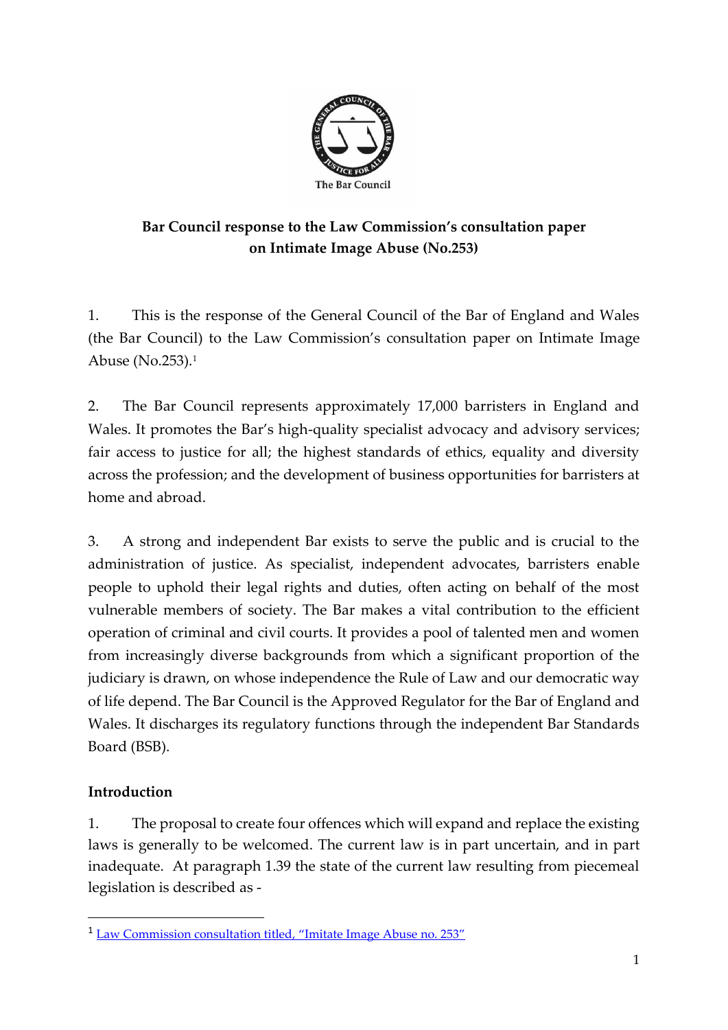**Bar Council response to the Law Commission's consultation paper on Intimate Image Abuse (No.253)**

1. This is the response of the General Council of the Bar of England and Wales (the Bar Council) to the Law Commission's consultation paper on Intimate Image Abuse (No.253).[1]

2. The Bar Council represents approximately 17,000 barristers in England and Wales. It promotes the Bar's high-quality specialist advocacy and advisory services; fair access to justice for all; the highest standards of ethics, equality and diversity across the profession; and the development of business opportunities for barristers at home and abroad.

3. A strong and independent Bar exists to serve the public and is crucial to the administration of justice. As specialist, independent advocates, barristers enable people to uphold their legal rights and duties, often acting on behalf of the most vulnerable members of society. The Bar makes a vital contribution to the efficient operation of criminal and civil courts. It provides a pool of talented men and women from increasingly diverse backgrounds from which a significant proportion of the judiciary is drawn, on whose independence the Rule of Law and our democratic way of life depend. The Bar Council is the Approved Regulator for the Bar of England and Wales. It discharges its regulatory functions through the independent Bar Standards Board (BSB).

## Introduction

1. The proposal to create four offences which will expand and replace the existing laws is generally to be welcomed. The current law is in part uncertain, and in part inadequate. At paragraph 1.39 the state of the current law resulting from piecemeal legislation is described as -

---

[1] Law Commission consultation titled, "Imitate Image Abuse no. 253"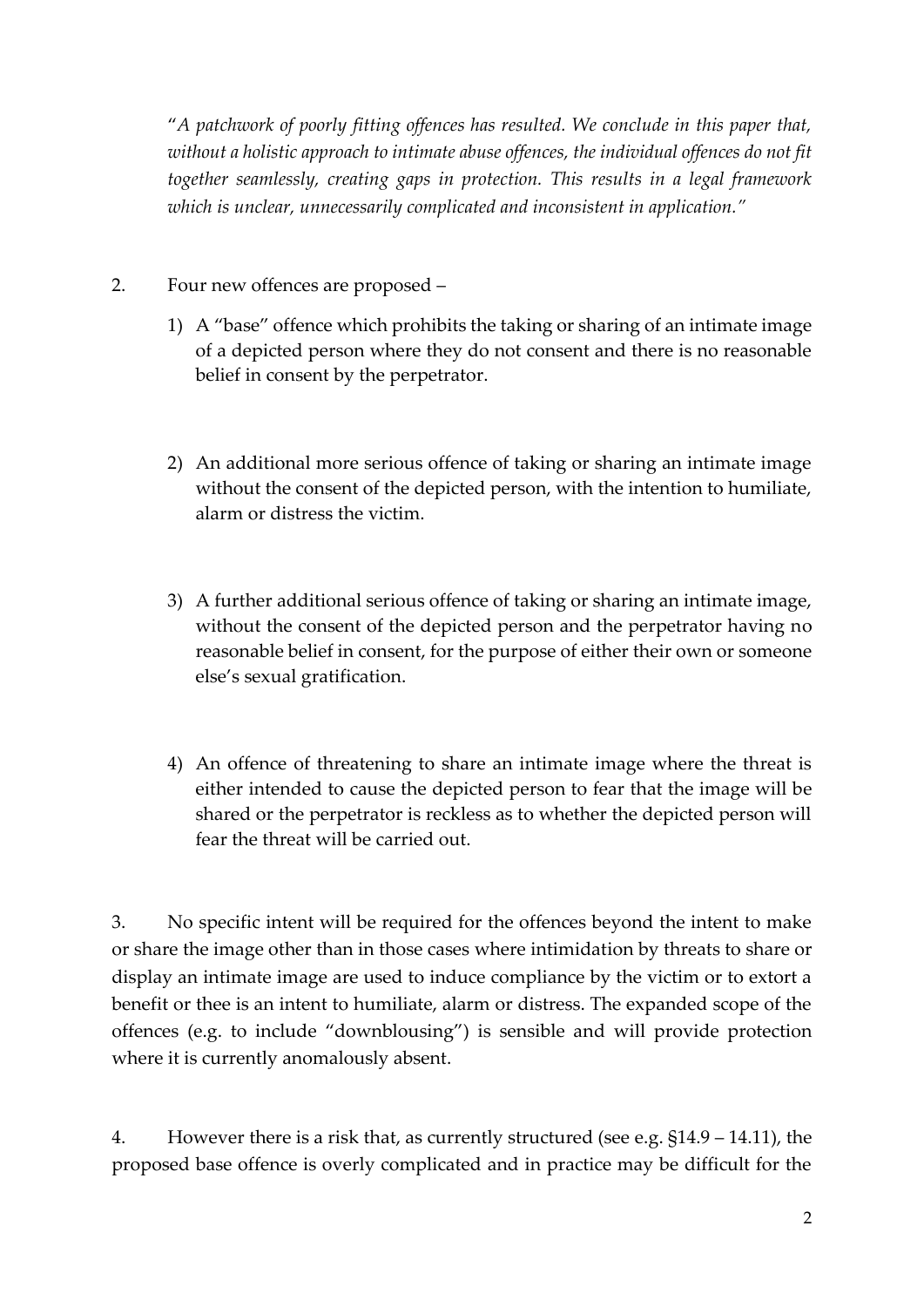"*A patchwork of poorly fitting offences has resulted. We conclude in this paper that, without a holistic approach to intimate abuse offences, the individual offences do not fit together seamlessly, creating gaps in protection. This results in a legal framework which is unclear, unnecessarily complicated and inconsistent in application.*"

2. Four new offences are proposed –

   1) A "base" offence which prohibits the taking or sharing of an intimate image of a depicted person where they do not consent and there is no reasonable belief in consent by the perpetrator.

   2) An additional more serious offence of taking or sharing an intimate image without the consent of the depicted person, with the intention to humiliate, alarm or distress the victim.

   3) A further additional serious offence of taking or sharing an intimate image, without the consent of the depicted person and the perpetrator having no reasonable belief in consent, for the purpose of either their own or someone else's sexual gratification.

   4) An offence of threatening to share an intimate image where the threat is either intended to cause the depicted person to fear that the image will be shared or the perpetrator is reckless as to whether the depicted person will fear the threat will be carried out.

3. No specific intent will be required for the offences beyond the intent to make or share the image other than in those cases where intimidation by threats to share or display an intimate image are used to induce compliance by the victim or to extort a benefit or thee is an intent to humiliate, alarm or distress. The expanded scope of the offences (e.g. to include "downblousing") is sensible and will provide protection where it is currently anomalously absent.

4. However there is a risk that, as currently structured (see e.g. §14.9 – 14.11), the proposed base offence is overly complicated and in practice may be difficult for the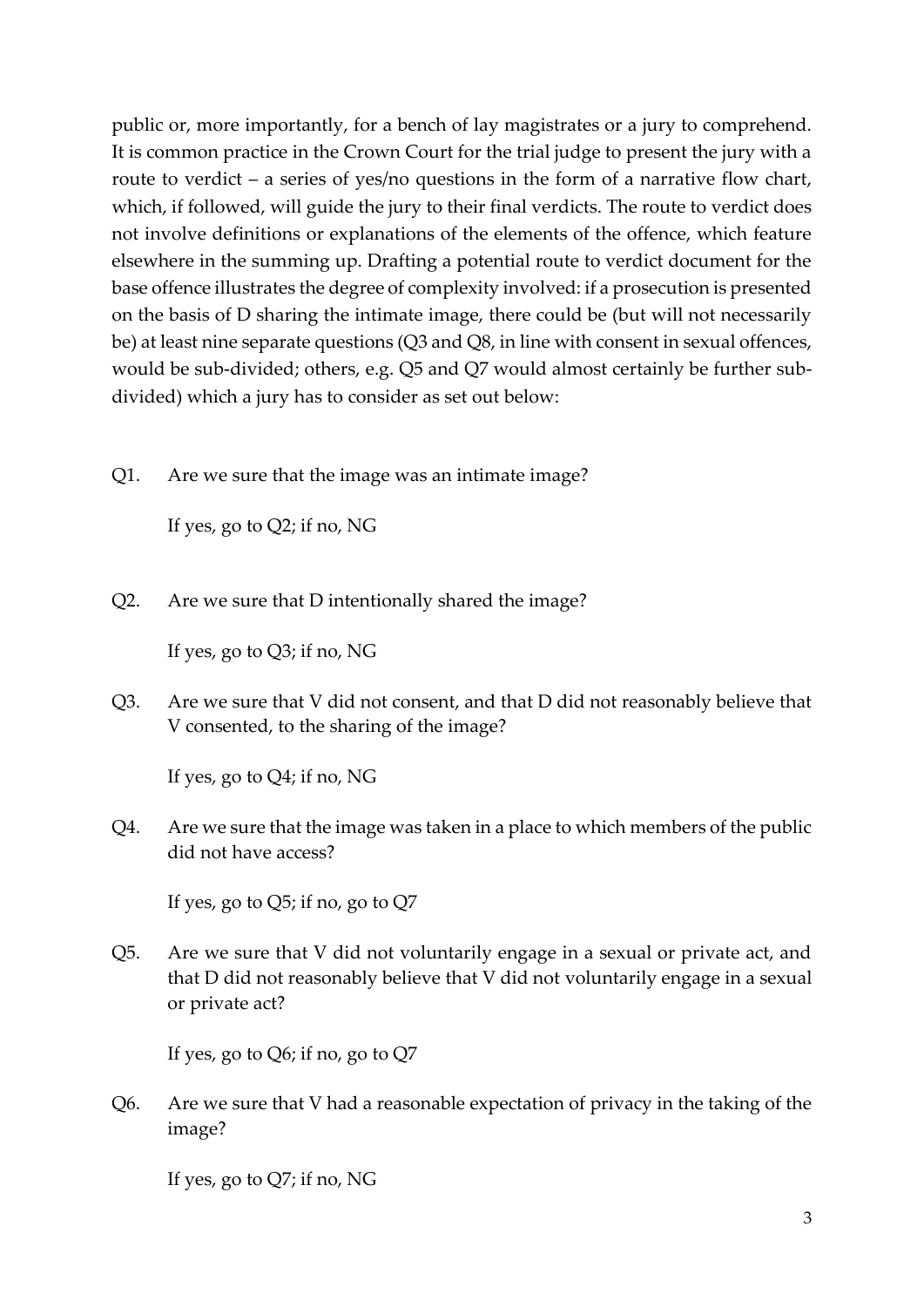public or, more importantly, for a bench of lay magistrates or a jury to comprehend. It is common practice in the Crown Court for the trial judge to present the jury with a route to verdict – a series of yes/no questions in the form of a narrative flow chart, which, if followed, will guide the jury to their final verdicts. The route to verdict does not involve definitions or explanations of the elements of the offence, which feature elsewhere in the summing up. Drafting a potential route to verdict document for the base offence illustrates the degree of complexity involved: if a prosecution is presented on the basis of D sharing the intimate image, there could be (but will not necessarily be) at least nine separate questions (Q3 and Q8, in line with consent in sexual offences, would be sub-divided; others, e.g. Q5 and Q7 would almost certainly be further sub-divided) which a jury has to consider as set out below:

Q1. Are we sure that the image was an intimate image?

If yes, go to Q2; if no, NG

Q2. Are we sure that D intentionally shared the image?

If yes, go to Q3; if no, NG

Q3. Are we sure that V did not consent, and that D did not reasonably believe that V consented, to the sharing of the image?

If yes, go to Q4; if no, NG

Q4. Are we sure that the image was taken in a place to which members of the public did not have access?

If yes, go to Q5; if no, go to Q7

Q5. Are we sure that V did not voluntarily engage in a sexual or private act, and that D did not reasonably believe that V did not voluntarily engage in a sexual or private act?

If yes, go to Q6; if no, go to Q7

Q6. Are we sure that V had a reasonable expectation of privacy in the taking of the image?

If yes, go to Q7; if no, NG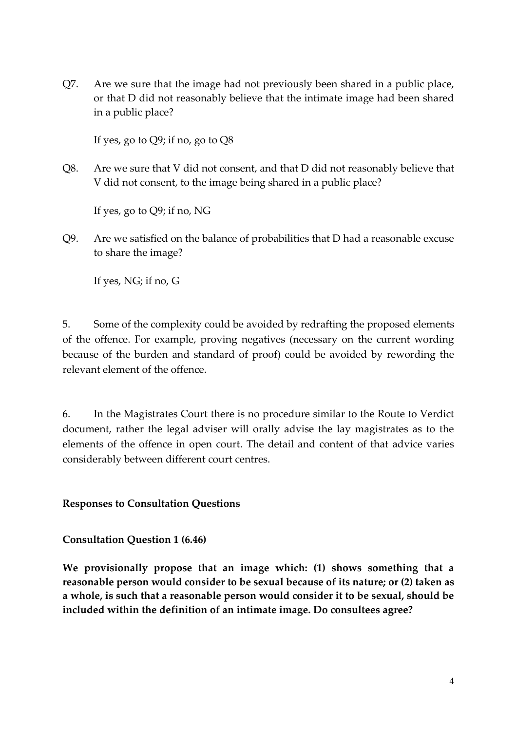Q7. Are we sure that the image had not previously been shared in a public place, or that D did not reasonably believe that the intimate image had been shared in a public place?

If yes, go to Q9; if no, go to Q8

Q8. Are we sure that V did not consent, and that D did not reasonably believe that V did not consent, to the image being shared in a public place?

If yes, go to Q9; if no, NG

Q9. Are we satisfied on the balance of probabilities that D had a reasonable excuse to share the image?

If yes, NG; if no, G

5. Some of the complexity could be avoided by redrafting the proposed elements of the offence. For example, proving negatives (necessary on the current wording because of the burden and standard of proof) could be avoided by rewording the relevant element of the offence.

6. In the Magistrates Court there is no procedure similar to the Route to Verdict document, rather the legal adviser will orally advise the lay magistrates as to the elements of the offence in open court. The detail and content of that advice varies considerably between different court centres.

**Responses to Consultation Questions**

**Consultation Question 1 (6.46)**

**We provisionally propose that an image which: (1) shows something that a reasonable person would consider to be sexual because of its nature; or (2) taken as a whole, is such that a reasonable person would consider it to be sexual, should be included within the definition of an intimate image. Do consultees agree?**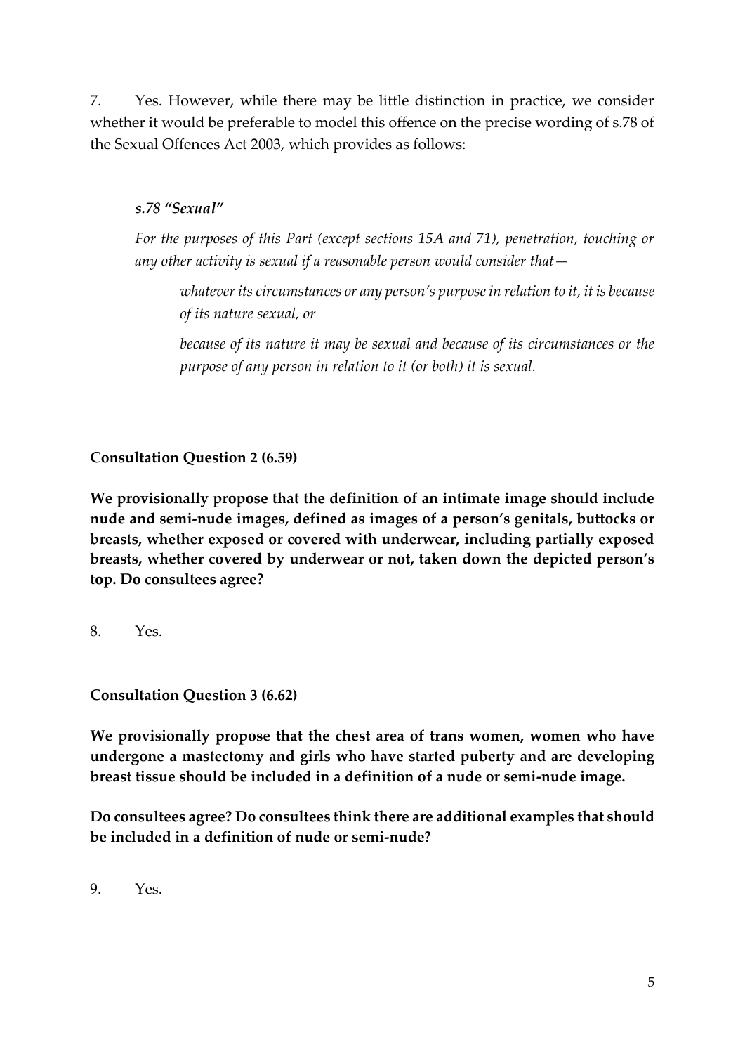7. Yes. However, while there may be little distinction in practice, we consider whether it would be preferable to model this offence on the precise wording of s.78 of the Sexual Offences Act 2003, which provides as follows:

> ***s.78 "Sexual"***
>
> *For the purposes of this Part (except sections 15A and 71), penetration, touching or any other activity is sexual if a reasonable person would consider that—*
>
> > *whatever its circumstances or any person's purpose in relation to it, it is because of its nature sexual, or*
> >
> > *because of its nature it may be sexual and because of its circumstances or the purpose of any person in relation to it (or both) it is sexual.*

**Consultation Question 2 (6.59)**

**We provisionally propose that the definition of an intimate image should include nude and semi-nude images, defined as images of a person's genitals, buttocks or breasts, whether exposed or covered with underwear, including partially exposed breasts, whether covered by underwear or not, taken down the depicted person's top. Do consultees agree?**

8. Yes.

**Consultation Question 3 (6.62)**

**We provisionally propose that the chest area of trans women, women who have undergone a mastectomy and girls who have started puberty and are developing breast tissue should be included in a definition of a nude or semi-nude image.**

**Do consultees agree? Do consultees think there are additional examples that should be included in a definition of nude or semi-nude?**

9. Yes.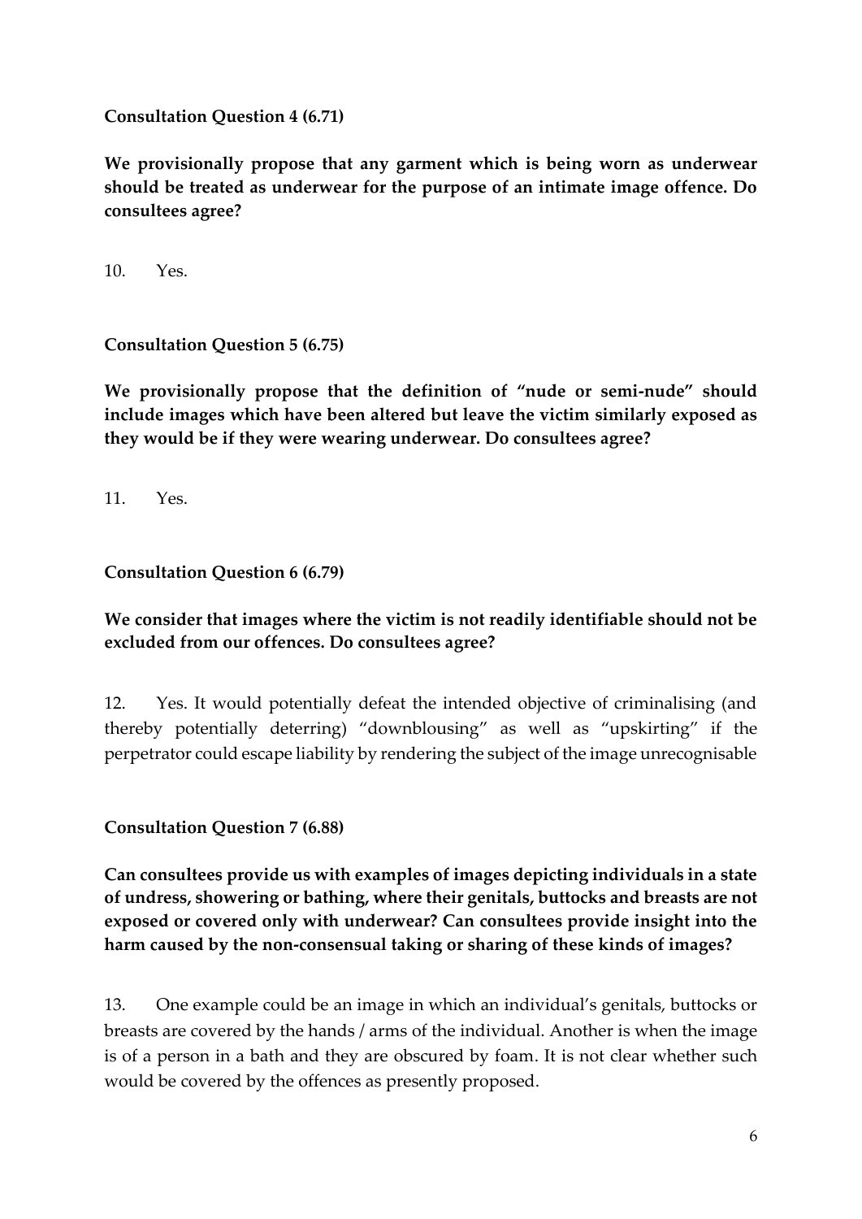**Consultation Question 4 (6.71)**

**We provisionally propose that any garment which is being worn as underwear should be treated as underwear for the purpose of an intimate image offence. Do consultees agree?**

10. Yes.

**Consultation Question 5 (6.75)**

**We provisionally propose that the definition of "nude or semi-nude" should include images which have been altered but leave the victim similarly exposed as they would be if they were wearing underwear. Do consultees agree?**

11. Yes.

**Consultation Question 6 (6.79)**

**We consider that images where the victim is not readily identifiable should not be excluded from our offences. Do consultees agree?**

12. Yes. It would potentially defeat the intended objective of criminalising (and thereby potentially deterring) "downblousing" as well as "upskirting" if the perpetrator could escape liability by rendering the subject of the image unrecognisable

**Consultation Question 7 (6.88)**

**Can consultees provide us with examples of images depicting individuals in a state of undress, showering or bathing, where their genitals, buttocks and breasts are not exposed or covered only with underwear? Can consultees provide insight into the harm caused by the non-consensual taking or sharing of these kinds of images?**

13. One example could be an image in which an individual's genitals, buttocks or breasts are covered by the hands / arms of the individual. Another is when the image is of a person in a bath and they are obscured by foam. It is not clear whether such would be covered by the offences as presently proposed.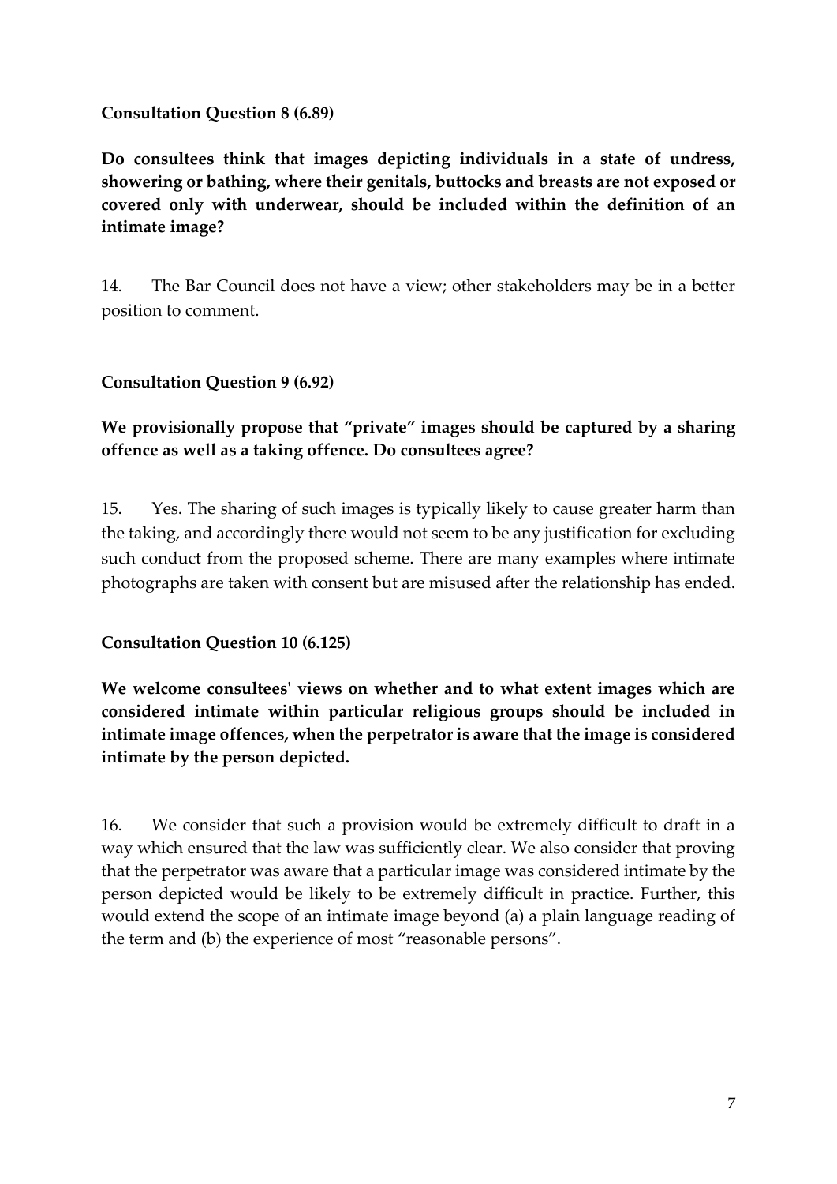**Consultation Question 8 (6.89)**

**Do consultees think that images depicting individuals in a state of undress, showering or bathing, where their genitals, buttocks and breasts are not exposed or covered only with underwear, should be included within the definition of an intimate image?**

14. The Bar Council does not have a view; other stakeholders may be in a better position to comment.

**Consultation Question 9 (6.92)**

**We provisionally propose that "private" images should be captured by a sharing offence as well as a taking offence. Do consultees agree?**

15. Yes. The sharing of such images is typically likely to cause greater harm than the taking, and accordingly there would not seem to be any justification for excluding such conduct from the proposed scheme. There are many examples where intimate photographs are taken with consent but are misused after the relationship has ended.

**Consultation Question 10 (6.125)**

**We welcome consultees' views on whether and to what extent images which are considered intimate within particular religious groups should be included in intimate image offences, when the perpetrator is aware that the image is considered intimate by the person depicted.**

16. We consider that such a provision would be extremely difficult to draft in a way which ensured that the law was sufficiently clear. We also consider that proving that the perpetrator was aware that a particular image was considered intimate by the person depicted would be likely to be extremely difficult in practice. Further, this would extend the scope of an intimate image beyond (a) a plain language reading of the term and (b) the experience of most "reasonable persons".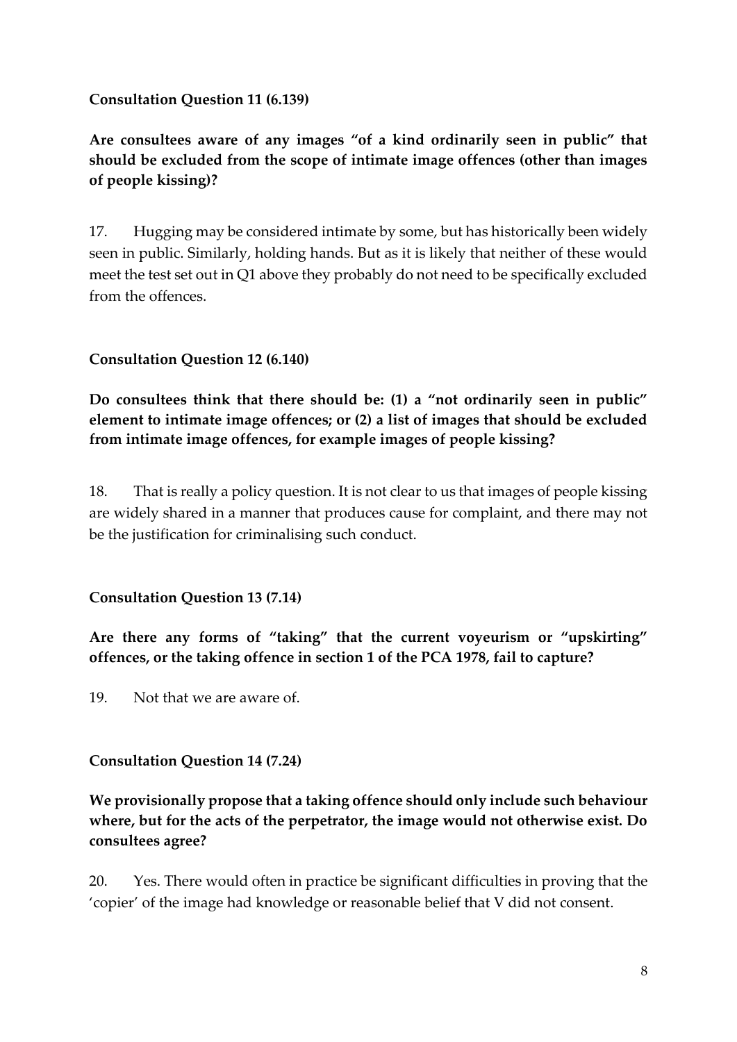**Consultation Question 11 (6.139)**

**Are consultees aware of any images "of a kind ordinarily seen in public" that should be excluded from the scope of intimate image offences (other than images of people kissing)?**

17. Hugging may be considered intimate by some, but has historically been widely seen in public. Similarly, holding hands. But as it is likely that neither of these would meet the test set out in Q1 above they probably do not need to be specifically excluded from the offences.

**Consultation Question 12 (6.140)**

**Do consultees think that there should be: (1) a "not ordinarily seen in public" element to intimate image offences; or (2) a list of images that should be excluded from intimate image offences, for example images of people kissing?**

18. That is really a policy question. It is not clear to us that images of people kissing are widely shared in a manner that produces cause for complaint, and there may not be the justification for criminalising such conduct.

**Consultation Question 13 (7.14)**

**Are there any forms of "taking" that the current voyeurism or "upskirting" offences, or the taking offence in section 1 of the PCA 1978, fail to capture?**

19. Not that we are aware of.

**Consultation Question 14 (7.24)**

**We provisionally propose that a taking offence should only include such behaviour where, but for the acts of the perpetrator, the image would not otherwise exist. Do consultees agree?**

20. Yes. There would often in practice be significant difficulties in proving that the 'copier' of the image had knowledge or reasonable belief that V did not consent.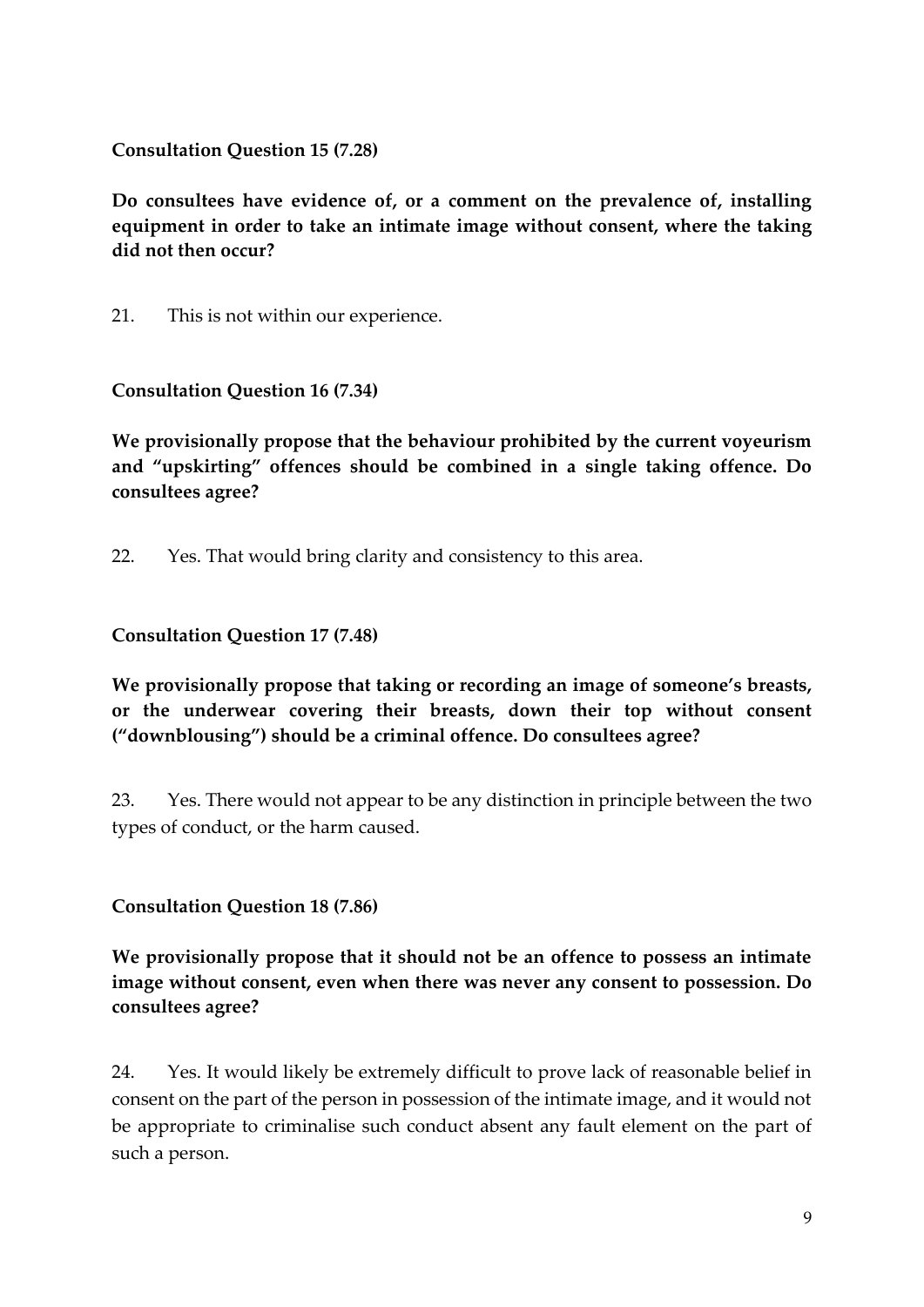**Consultation Question 15 (7.28)**

**Do consultees have evidence of, or a comment on the prevalence of, installing equipment in order to take an intimate image without consent, where the taking did not then occur?**

21. This is not within our experience.

**Consultation Question 16 (7.34)**

**We provisionally propose that the behaviour prohibited by the current voyeurism and "upskirting" offences should be combined in a single taking offence. Do consultees agree?**

22. Yes. That would bring clarity and consistency to this area.

**Consultation Question 17 (7.48)**

**We provisionally propose that taking or recording an image of someone's breasts, or the underwear covering their breasts, down their top without consent ("downblousing") should be a criminal offence. Do consultees agree?**

23. Yes. There would not appear to be any distinction in principle between the two types of conduct, or the harm caused.

**Consultation Question 18 (7.86)**

**We provisionally propose that it should not be an offence to possess an intimate image without consent, even when there was never any consent to possession. Do consultees agree?**

24. Yes. It would likely be extremely difficult to prove lack of reasonable belief in consent on the part of the person in possession of the intimate image, and it would not be appropriate to criminalise such conduct absent any fault element on the part of such a person.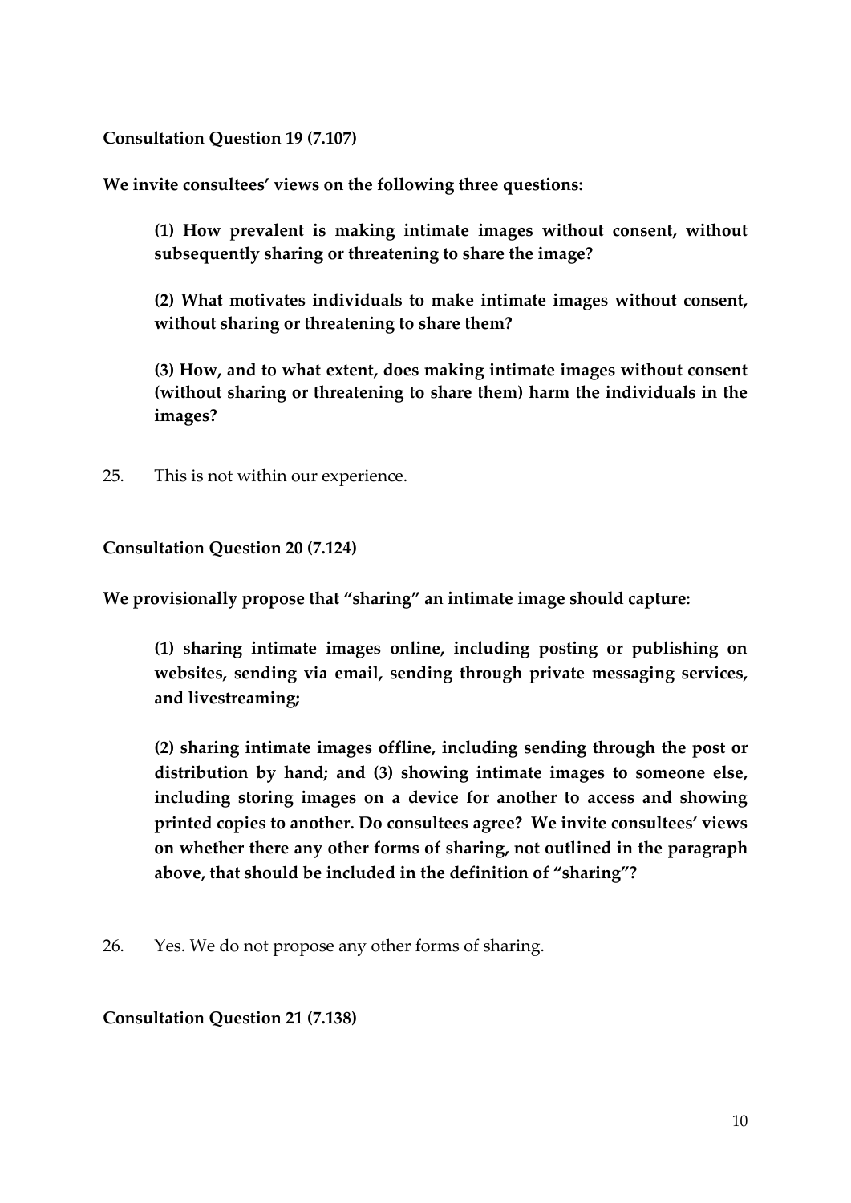**Consultation Question 19 (7.107)**

**We invite consultees' views on the following three questions:**

> **(1) How prevalent is making intimate images without consent, without subsequently sharing or threatening to share the image?**
>
> **(2) What motivates individuals to make intimate images without consent, without sharing or threatening to share them?**
>
> **(3) How, and to what extent, does making intimate images without consent (without sharing or threatening to share them) harm the individuals in the images?**

25. This is not within our experience.

**Consultation Question 20 (7.124)**

**We provisionally propose that "sharing" an intimate image should capture:**

> **(1) sharing intimate images online, including posting or publishing on websites, sending via email, sending through private messaging services, and livestreaming;**
>
> **(2) sharing intimate images offline, including sending through the post or distribution by hand; and (3) showing intimate images to someone else, including storing images on a device for another to access and showing printed copies to another. Do consultees agree? We invite consultees' views on whether there any other forms of sharing, not outlined in the paragraph above, that should be included in the definition of "sharing"?**

26. Yes. We do not propose any other forms of sharing.

**Consultation Question 21 (7.138)**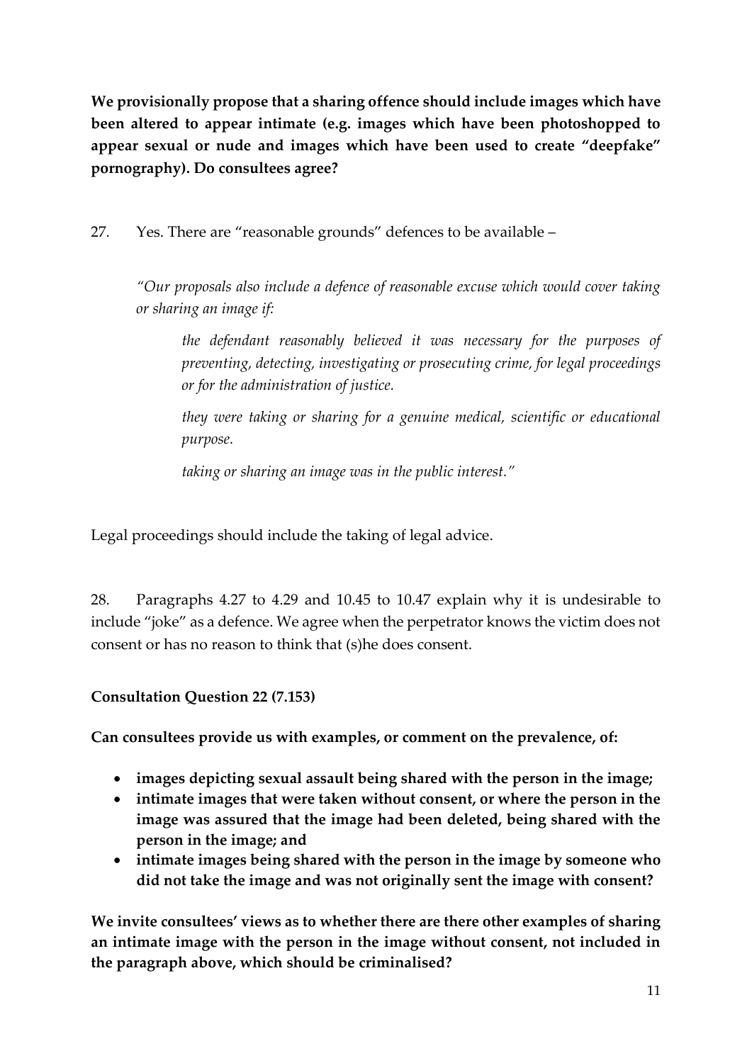**We provisionally propose that a sharing offence should include images which have been altered to appear intimate (e.g. images which have been photoshopped to appear sexual or nude and images which have been used to create "deepfake" pornography). Do consultees agree?**

27. Yes. There are "reasonable grounds" defences to be available –

> *"Our proposals also include a defence of reasonable excuse which would cover taking or sharing an image if:*
>
> > *the defendant reasonably believed it was necessary for the purposes of preventing, detecting, investigating or prosecuting crime, for legal proceedings or for the administration of justice.*
> >
> > *they were taking or sharing for a genuine medical, scientific or educational purpose.*
> >
> > *taking or sharing an image was in the public interest."*

Legal proceedings should include the taking of legal advice.

28. Paragraphs 4.27 to 4.29 and 10.45 to 10.47 explain why it is undesirable to include "joke" as a defence. We agree when the perpetrator knows the victim does not consent or has no reason to think that (s)he does consent.

**Consultation Question 22 (7.153)**

**Can consultees provide us with examples, or comment on the prevalence, of:**

- **images depicting sexual assault being shared with the person in the image;**
- **intimate images that were taken without consent, or where the person in the image was assured that the image had been deleted, being shared with the person in the image; and**
- **intimate images being shared with the person in the image by someone who did not take the image and was not originally sent the image with consent?**

**We invite consultees' views as to whether there are there other examples of sharing an intimate image with the person in the image without consent, not included in the paragraph above, which should be criminalised?**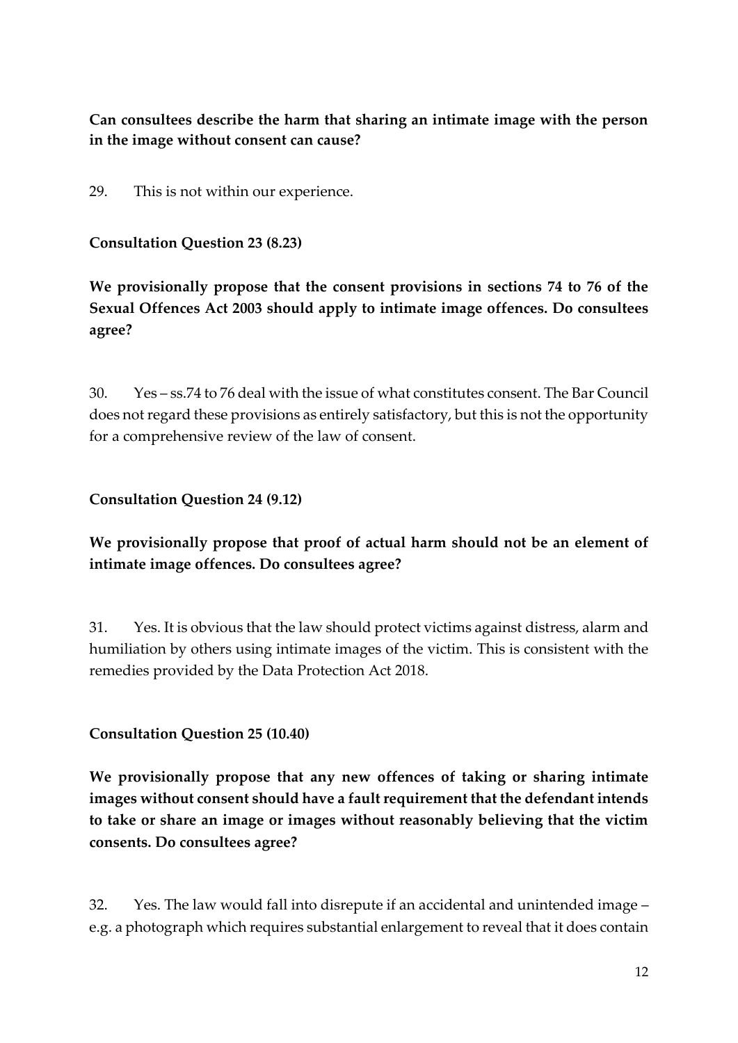**Can consultees describe the harm that sharing an intimate image with the person in the image without consent can cause?**

29. This is not within our experience.

**Consultation Question 23 (8.23)**

**We provisionally propose that the consent provisions in sections 74 to 76 of the Sexual Offences Act 2003 should apply to intimate image offences. Do consultees agree?**

30. Yes – ss.74 to 76 deal with the issue of what constitutes consent. The Bar Council does not regard these provisions as entirely satisfactory, but this is not the opportunity for a comprehensive review of the law of consent.

**Consultation Question 24 (9.12)**

**We provisionally propose that proof of actual harm should not be an element of intimate image offences. Do consultees agree?**

31. Yes. It is obvious that the law should protect victims against distress, alarm and humiliation by others using intimate images of the victim. This is consistent with the remedies provided by the Data Protection Act 2018.

**Consultation Question 25 (10.40)**

**We provisionally propose that any new offences of taking or sharing intimate images without consent should have a fault requirement that the defendant intends to take or share an image or images without reasonably believing that the victim consents. Do consultees agree?**

32. Yes. The law would fall into disrepute if an accidental and unintended image – e.g. a photograph which requires substantial enlargement to reveal that it does contain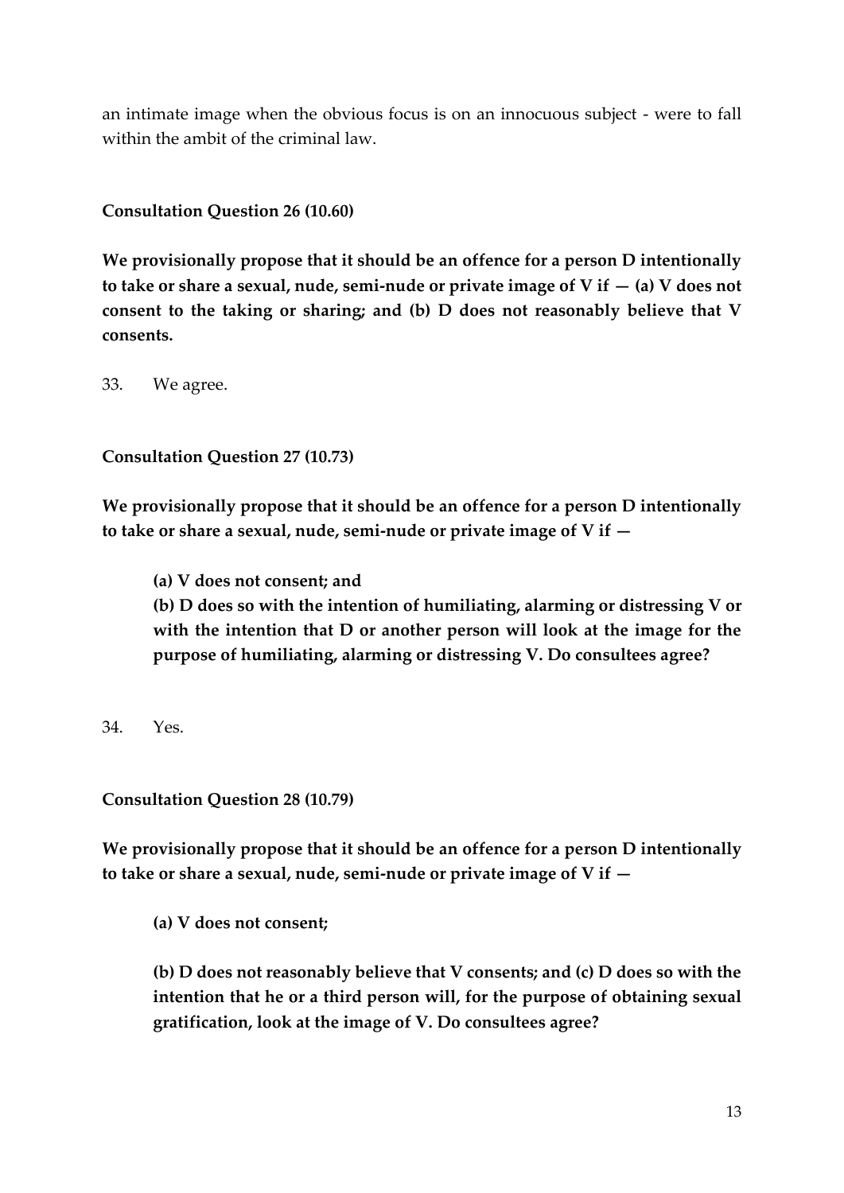an intimate image when the obvious focus is on an innocuous subject - were to fall within the ambit of the criminal law.

**Consultation Question 26 (10.60)**

**We provisionally propose that it should be an offence for a person D intentionally to take or share a sexual, nude, semi-nude or private image of V if — (a) V does not consent to the taking or sharing; and (b) D does not reasonably believe that V consents.**

33. We agree.

**Consultation Question 27 (10.73)**

**We provisionally propose that it should be an offence for a person D intentionally to take or share a sexual, nude, semi-nude or private image of V if —**

> **(a) V does not consent; and**
>
> **(b) D does so with the intention of humiliating, alarming or distressing V or with the intention that D or another person will look at the image for the purpose of humiliating, alarming or distressing V. Do consultees agree?**

34. Yes.

**Consultation Question 28 (10.79)**

**We provisionally propose that it should be an offence for a person D intentionally to take or share a sexual, nude, semi-nude or private image of V if —**

> **(a) V does not consent;**
>
> **(b) D does not reasonably believe that V consents; and (c) D does so with the intention that he or a third person will, for the purpose of obtaining sexual gratification, look at the image of V. Do consultees agree?**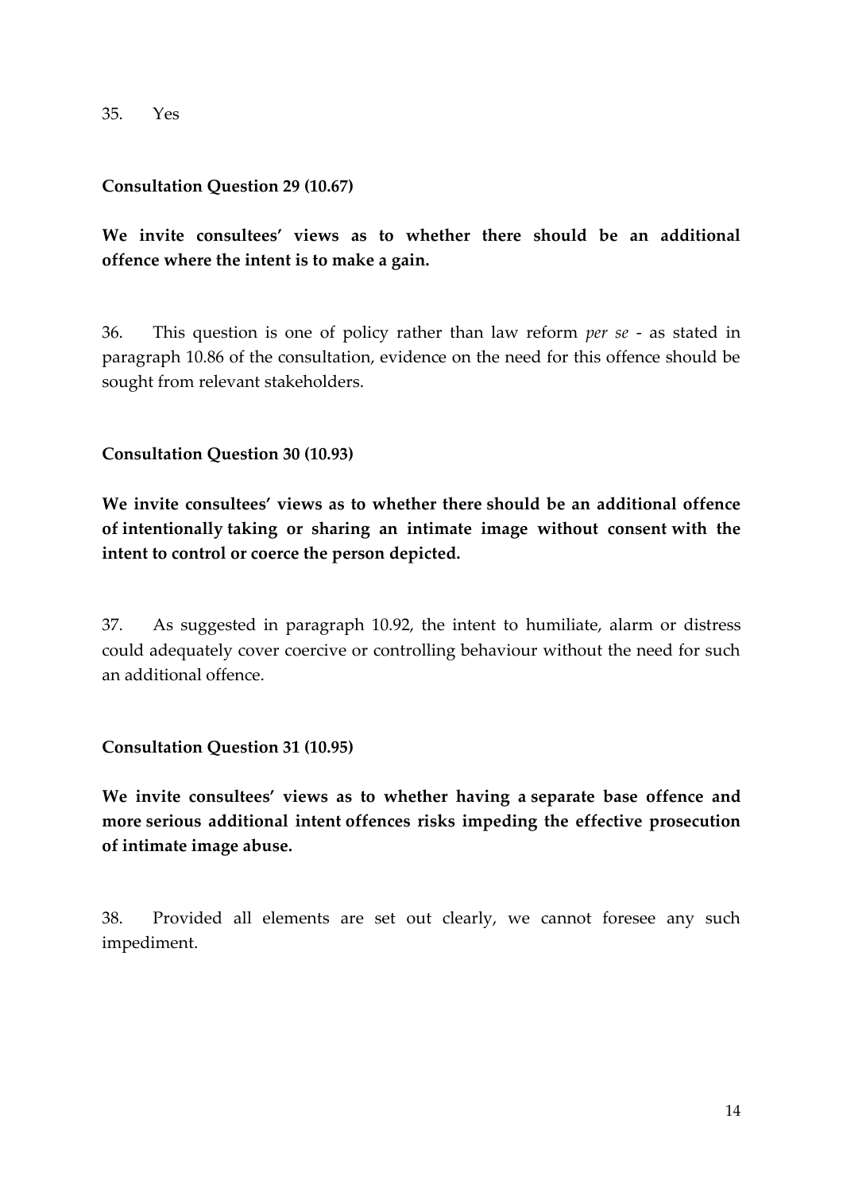35. Yes

**Consultation Question 29 (10.67)**

**We invite consultees' views as to whether there should be an additional offence where the intent is to make a gain.**

36. This question is one of policy rather than law reform *per se* - as stated in paragraph 10.86 of the consultation, evidence on the need for this offence should be sought from relevant stakeholders.

**Consultation Question 30 (10.93)**

**We invite consultees' views as to whether there should be an additional offence of intentionally taking or sharing an intimate image without consent with the intent to control or coerce the person depicted.**

37. As suggested in paragraph 10.92, the intent to humiliate, alarm or distress could adequately cover coercive or controlling behaviour without the need for such an additional offence.

**Consultation Question 31 (10.95)**

**We invite consultees' views as to whether having a separate base offence and more serious additional intent offences risks impeding the effective prosecution of intimate image abuse.**

38. Provided all elements are set out clearly, we cannot foresee any such impediment.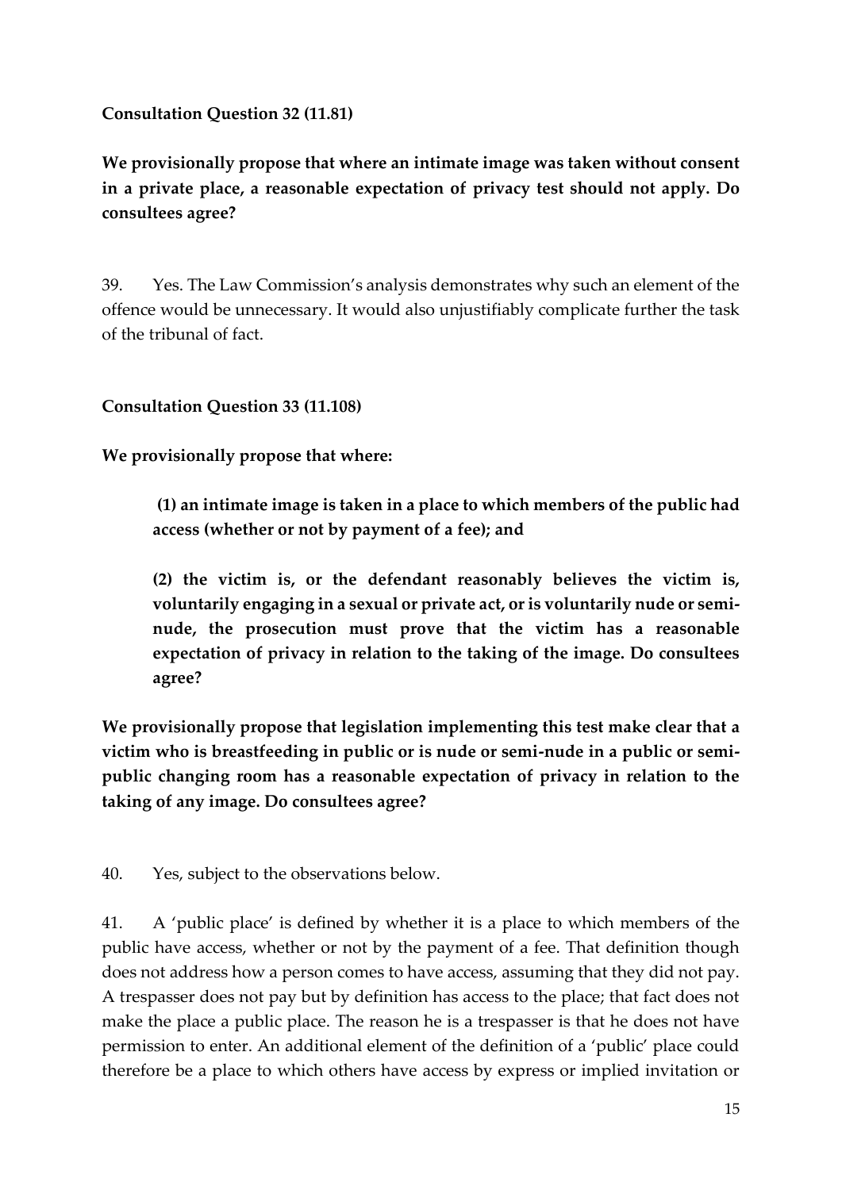**Consultation Question 32 (11.81)**

**We provisionally propose that where an intimate image was taken without consent in a private place, a reasonable expectation of privacy test should not apply. Do consultees agree?**

39. Yes. The Law Commission's analysis demonstrates why such an element of the offence would be unnecessary. It would also unjustifiably complicate further the task of the tribunal of fact.

**Consultation Question 33 (11.108)**

**We provisionally propose that where:**

> **(1) an intimate image is taken in a place to which members of the public had access (whether or not by payment of a fee); and**
>
> **(2) the victim is, or the defendant reasonably believes the victim is, voluntarily engaging in a sexual or private act, or is voluntarily nude or semi-nude, the prosecution must prove that the victim has a reasonable expectation of privacy in relation to the taking of the image. Do consultees agree?**

**We provisionally propose that legislation implementing this test make clear that a victim who is breastfeeding in public or is nude or semi-nude in a public or semi-public changing room has a reasonable expectation of privacy in relation to the taking of any image. Do consultees agree?**

40. Yes, subject to the observations below.

41. A 'public place' is defined by whether it is a place to which members of the public have access, whether or not by the payment of a fee. That definition though does not address how a person comes to have access, assuming that they did not pay. A trespasser does not pay but by definition has access to the place; that fact does not make the place a public place. The reason he is a trespasser is that he does not have permission to enter. An additional element of the definition of a 'public' place could therefore be a place to which others have access by express or implied invitation or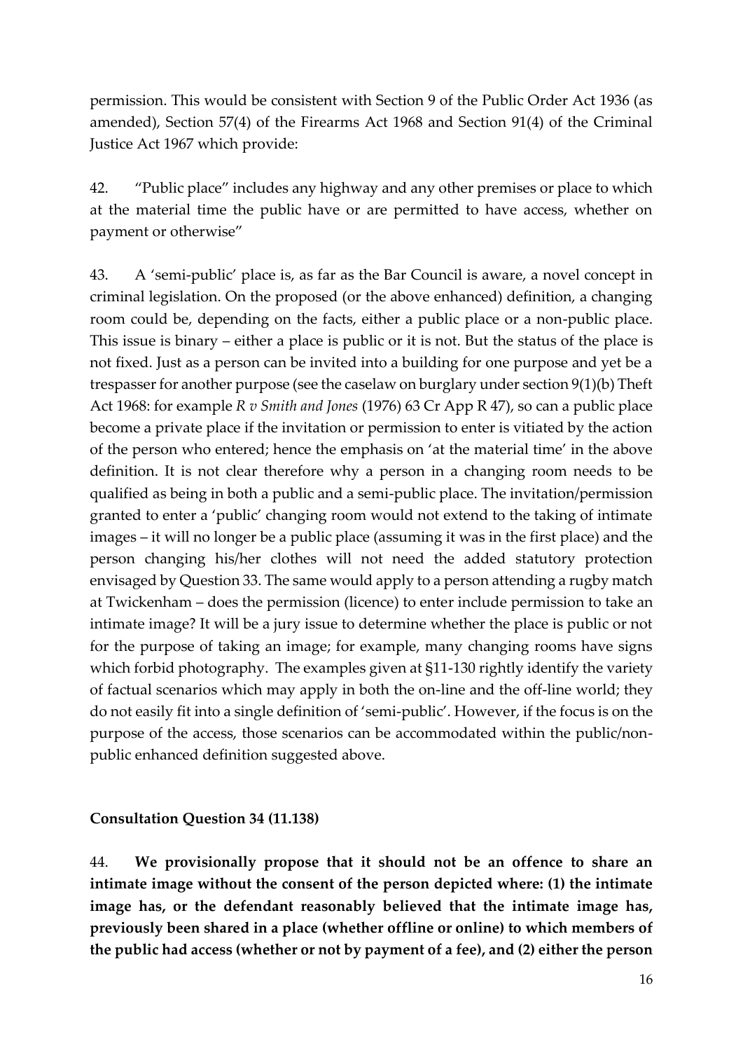permission. This would be consistent with Section 9 of the Public Order Act 1936 (as amended), Section 57(4) of the Firearms Act 1968 and Section 91(4) of the Criminal Justice Act 1967 which provide:

42. "Public place" includes any highway and any other premises or place to which at the material time the public have or are permitted to have access, whether on payment or otherwise"

43. A 'semi-public' place is, as far as the Bar Council is aware, a novel concept in criminal legislation. On the proposed (or the above enhanced) definition, a changing room could be, depending on the facts, either a public place or a non-public place. This issue is binary – either a place is public or it is not. But the status of the place is not fixed. Just as a person can be invited into a building for one purpose and yet be a trespasser for another purpose (see the caselaw on burglary under section 9(1)(b) Theft Act 1968: for example *R v Smith and Jones* (1976) 63 Cr App R 47), so can a public place become a private place if the invitation or permission to enter is vitiated by the action of the person who entered; hence the emphasis on 'at the material time' in the above definition. It is not clear therefore why a person in a changing room needs to be qualified as being in both a public and a semi-public place. The invitation/permission granted to enter a 'public' changing room would not extend to the taking of intimate images – it will no longer be a public place (assuming it was in the first place) and the person changing his/her clothes will not need the added statutory protection envisaged by Question 33. The same would apply to a person attending a rugby match at Twickenham – does the permission (licence) to enter include permission to take an intimate image? It will be a jury issue to determine whether the place is public or not for the purpose of taking an image; for example, many changing rooms have signs which forbid photography. The examples given at §11-130 rightly identify the variety of factual scenarios which may apply in both the on-line and the off-line world; they do not easily fit into a single definition of 'semi-public'. However, if the focus is on the purpose of the access, those scenarios can be accommodated within the public/non-public enhanced definition suggested above.

**Consultation Question 34 (11.138)**

44. **We provisionally propose that it should not be an offence to share an intimate image without the consent of the person depicted where: (1) the intimate image has, or the defendant reasonably believed that the intimate image has, previously been shared in a place (whether offline or online) to which members of the public had access (whether or not by payment of a fee), and (2) either the person**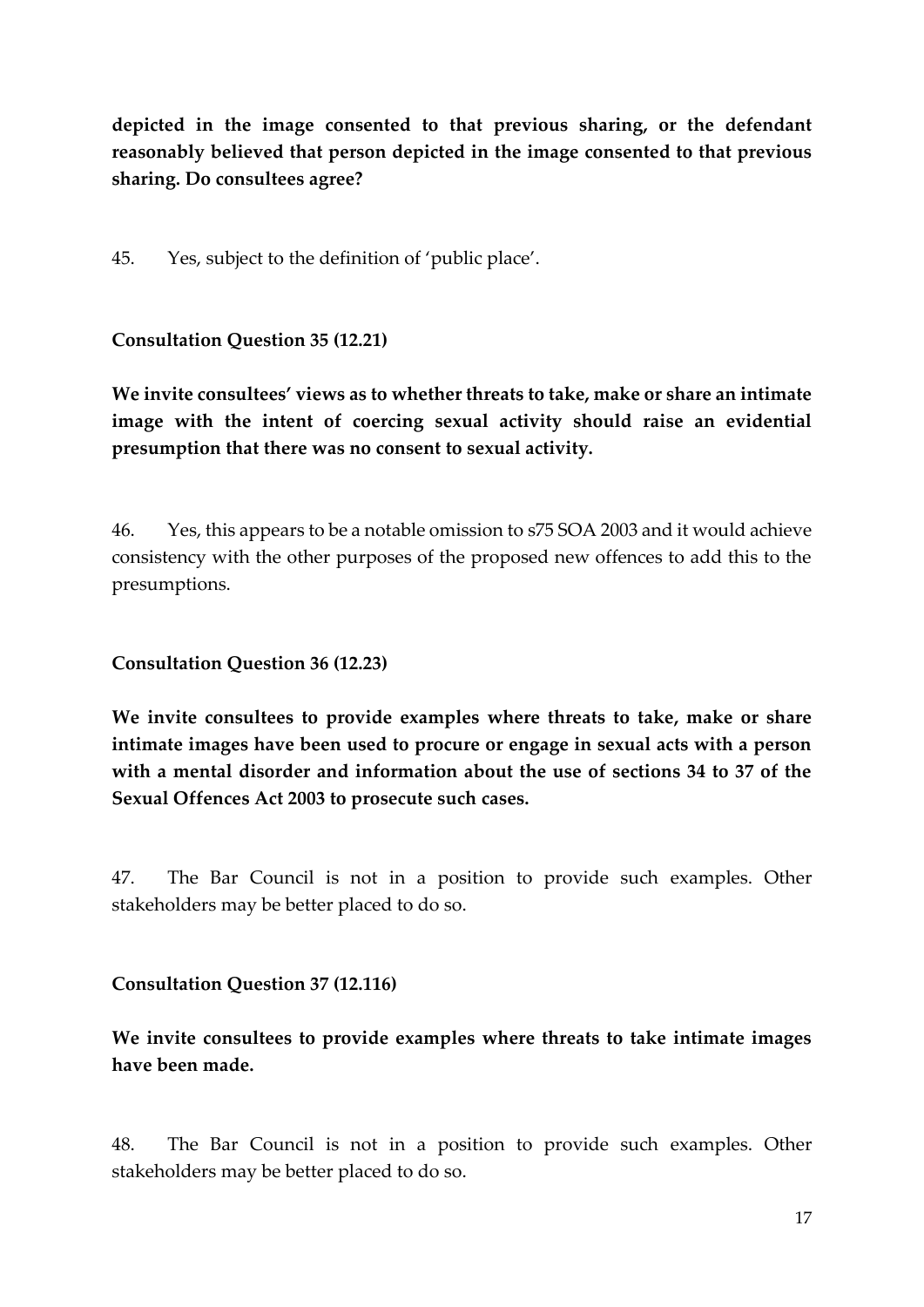**depicted in the image consented to that previous sharing, or the defendant reasonably believed that person depicted in the image consented to that previous sharing. Do consultees agree?**

45. Yes, subject to the definition of 'public place'.

**Consultation Question 35 (12.21)**

**We invite consultees' views as to whether threats to take, make or share an intimate image with the intent of coercing sexual activity should raise an evidential presumption that there was no consent to sexual activity.**

46. Yes, this appears to be a notable omission to s75 SOA 2003 and it would achieve consistency with the other purposes of the proposed new offences to add this to the presumptions.

**Consultation Question 36 (12.23)**

**We invite consultees to provide examples where threats to take, make or share intimate images have been used to procure or engage in sexual acts with a person with a mental disorder and information about the use of sections 34 to 37 of the Sexual Offences Act 2003 to prosecute such cases.**

47. The Bar Council is not in a position to provide such examples. Other stakeholders may be better placed to do so.

**Consultation Question 37 (12.116)**

**We invite consultees to provide examples where threats to take intimate images have been made.**

48. The Bar Council is not in a position to provide such examples. Other stakeholders may be better placed to do so.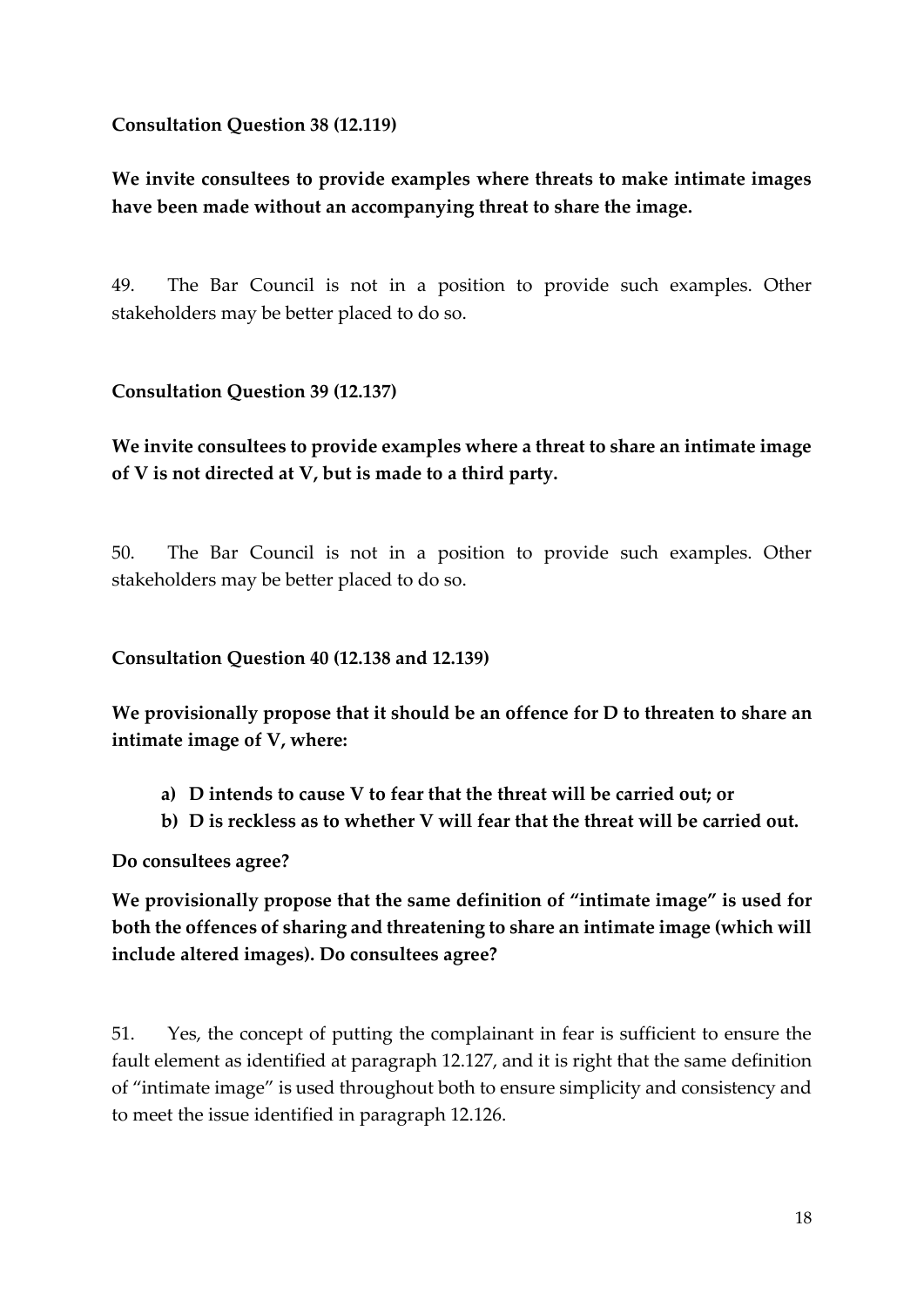**Consultation Question 38 (12.119)**

**We invite consultees to provide examples where threats to make intimate images have been made without an accompanying threat to share the image.**

49. The Bar Council is not in a position to provide such examples. Other stakeholders may be better placed to do so.

**Consultation Question 39 (12.137)**

**We invite consultees to provide examples where a threat to share an intimate image of V is not directed at V, but is made to a third party.**

50. The Bar Council is not in a position to provide such examples. Other stakeholders may be better placed to do so.

**Consultation Question 40 (12.138 and 12.139)**

**We provisionally propose that it should be an offence for D to threaten to share an intimate image of V, where:**

- **a) D intends to cause V to fear that the threat will be carried out; or**
- **b) D is reckless as to whether V will fear that the threat will be carried out.**

**Do consultees agree?**

**We provisionally propose that the same definition of "intimate image" is used for both the offences of sharing and threatening to share an intimate image (which will include altered images). Do consultees agree?**

51. Yes, the concept of putting the complainant in fear is sufficient to ensure the fault element as identified at paragraph 12.127, and it is right that the same definition of "intimate image" is used throughout both to ensure simplicity and consistency and to meet the issue identified in paragraph 12.126.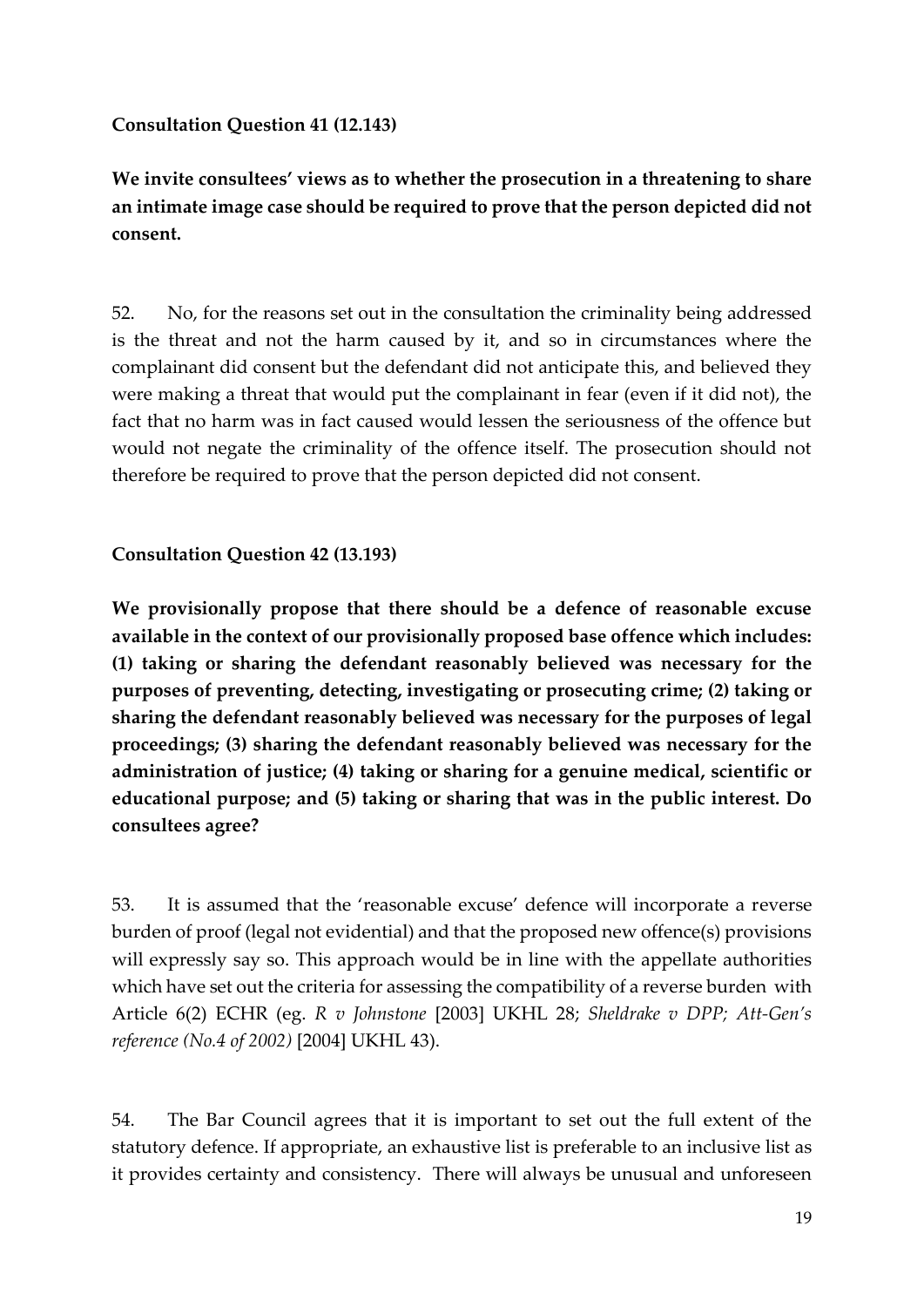**Consultation Question 41 (12.143)**

**We invite consultees' views as to whether the prosecution in a threatening to share an intimate image case should be required to prove that the person depicted did not consent.**

52. No, for the reasons set out in the consultation the criminality being addressed is the threat and not the harm caused by it, and so in circumstances where the complainant did consent but the defendant did not anticipate this, and believed they were making a threat that would put the complainant in fear (even if it did not), the fact that no harm was in fact caused would lessen the seriousness of the offence but would not negate the criminality of the offence itself. The prosecution should not therefore be required to prove that the person depicted did not consent.

**Consultation Question 42 (13.193)**

**We provisionally propose that there should be a defence of reasonable excuse available in the context of our provisionally proposed base offence which includes: (1) taking or sharing the defendant reasonably believed was necessary for the purposes of preventing, detecting, investigating or prosecuting crime; (2) taking or sharing the defendant reasonably believed was necessary for the purposes of legal proceedings; (3) sharing the defendant reasonably believed was necessary for the administration of justice; (4) taking or sharing for a genuine medical, scientific or educational purpose; and (5) taking or sharing that was in the public interest. Do consultees agree?**

53. It is assumed that the 'reasonable excuse' defence will incorporate a reverse burden of proof (legal not evidential) and that the proposed new offence(s) provisions will expressly say so. This approach would be in line with the appellate authorities which have set out the criteria for assessing the compatibility of a reverse burden with Article 6(2) ECHR (eg. *R v Johnstone* [2003] UKHL 28; *Sheldrake v DPP; Att-Gen's reference (No.4 of 2002)* [2004] UKHL 43).

54. The Bar Council agrees that it is important to set out the full extent of the statutory defence. If appropriate, an exhaustive list is preferable to an inclusive list as it provides certainty and consistency. There will always be unusual and unforeseen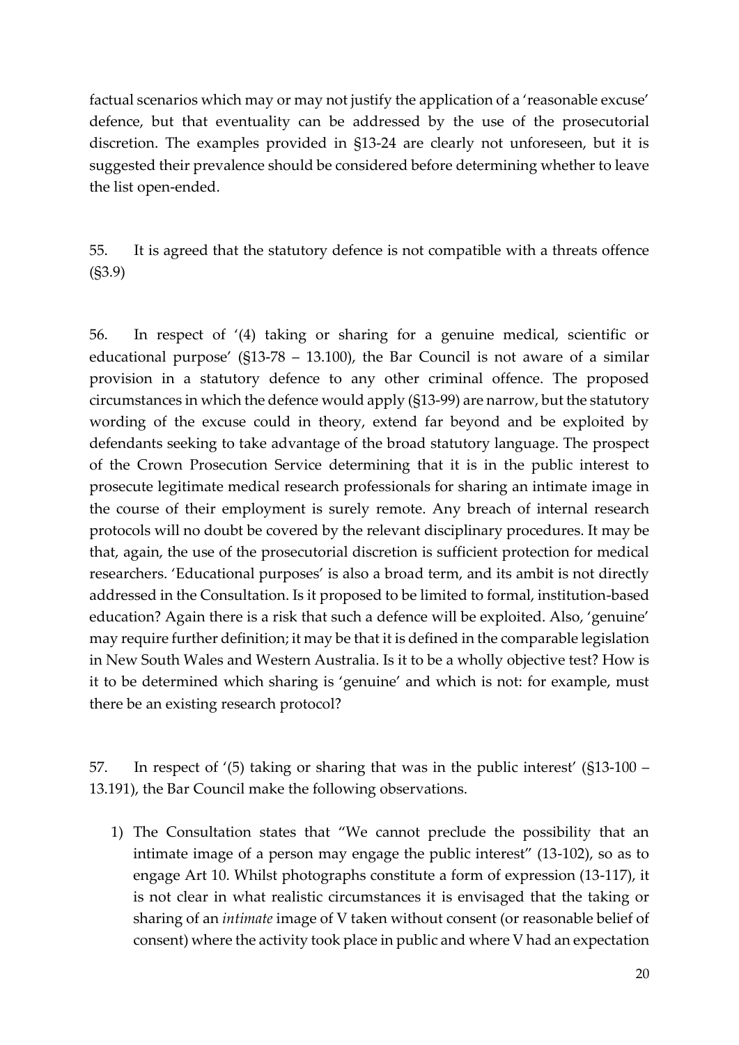factual scenarios which may or may not justify the application of a 'reasonable excuse' defence, but that eventuality can be addressed by the use of the prosecutorial discretion. The examples provided in §13-24 are clearly not unforeseen, but it is suggested their prevalence should be considered before determining whether to leave the list open-ended.

55. It is agreed that the statutory defence is not compatible with a threats offence (§3.9)

56. In respect of '(4) taking or sharing for a genuine medical, scientific or educational purpose' (§13-78 – 13.100), the Bar Council is not aware of a similar provision in a statutory defence to any other criminal offence. The proposed circumstances in which the defence would apply (§13-99) are narrow, but the statutory wording of the excuse could in theory, extend far beyond and be exploited by defendants seeking to take advantage of the broad statutory language. The prospect of the Crown Prosecution Service determining that it is in the public interest to prosecute legitimate medical research professionals for sharing an intimate image in the course of their employment is surely remote. Any breach of internal research protocols will no doubt be covered by the relevant disciplinary procedures. It may be that, again, the use of the prosecutorial discretion is sufficient protection for medical researchers. 'Educational purposes' is also a broad term, and its ambit is not directly addressed in the Consultation. Is it proposed to be limited to formal, institution-based education? Again there is a risk that such a defence will be exploited. Also, 'genuine' may require further definition; it may be that it is defined in the comparable legislation in New South Wales and Western Australia. Is it to be a wholly objective test? How is it to be determined which sharing is 'genuine' and which is not: for example, must there be an existing research protocol?

57. In respect of '(5) taking or sharing that was in the public interest' (§13-100 – 13.191), the Bar Council make the following observations.

1) The Consultation states that "We cannot preclude the possibility that an intimate image of a person may engage the public interest" (13-102), so as to engage Art 10. Whilst photographs constitute a form of expression (13-117), it is not clear in what realistic circumstances it is envisaged that the taking or sharing of an *intimate* image of V taken without consent (or reasonable belief of consent) where the activity took place in public and where V had an expectation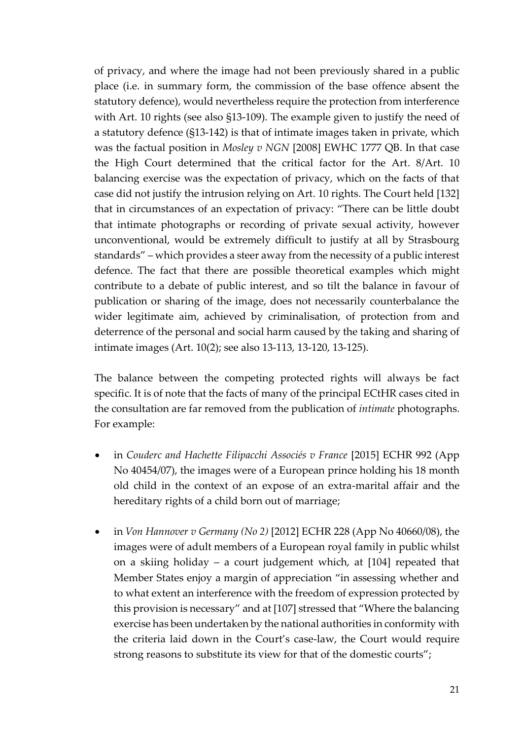of privacy, and where the image had not been previously shared in a public place (i.e. in summary form, the commission of the base offence absent the statutory defence), would nevertheless require the protection from interference with Art. 10 rights (see also §13-109). The example given to justify the need of a statutory defence (§13-142) is that of intimate images taken in private, which was the factual position in *Mosley v NGN* [2008] EWHC 1777 QB. In that case the High Court determined that the critical factor for the Art. 8/Art. 10 balancing exercise was the expectation of privacy, which on the facts of that case did not justify the intrusion relying on Art. 10 rights. The Court held [132] that in circumstances of an expectation of privacy: "There can be little doubt that intimate photographs or recording of private sexual activity, however unconventional, would be extremely difficult to justify at all by Strasbourg standards" – which provides a steer away from the necessity of a public interest defence. The fact that there are possible theoretical examples which might contribute to a debate of public interest, and so tilt the balance in favour of publication or sharing of the image, does not necessarily counterbalance the wider legitimate aim, achieved by criminalisation, of protection from and deterrence of the personal and social harm caused by the taking and sharing of intimate images (Art. 10(2); see also 13-113, 13-120, 13-125).

The balance between the competing protected rights will always be fact specific. It is of note that the facts of many of the principal ECtHR cases cited in the consultation are far removed from the publication of *intimate* photographs. For example:

- in *Couderc and Hachette Filipacchi Associés v France* [2015] ECHR 992 (App No 40454/07), the images were of a European prince holding his 18 month old child in the context of an expose of an extra-marital affair and the hereditary rights of a child born out of marriage;
- in *Von Hannover v Germany (No 2)* [2012] ECHR 228 (App No 40660/08), the images were of adult members of a European royal family in public whilst on a skiing holiday – a court judgement which, at [104] repeated that Member States enjoy a margin of appreciation "in assessing whether and to what extent an interference with the freedom of expression protected by this provision is necessary" and at [107] stressed that "Where the balancing exercise has been undertaken by the national authorities in conformity with the criteria laid down in the Court's case-law, the Court would require strong reasons to substitute its view for that of the domestic courts";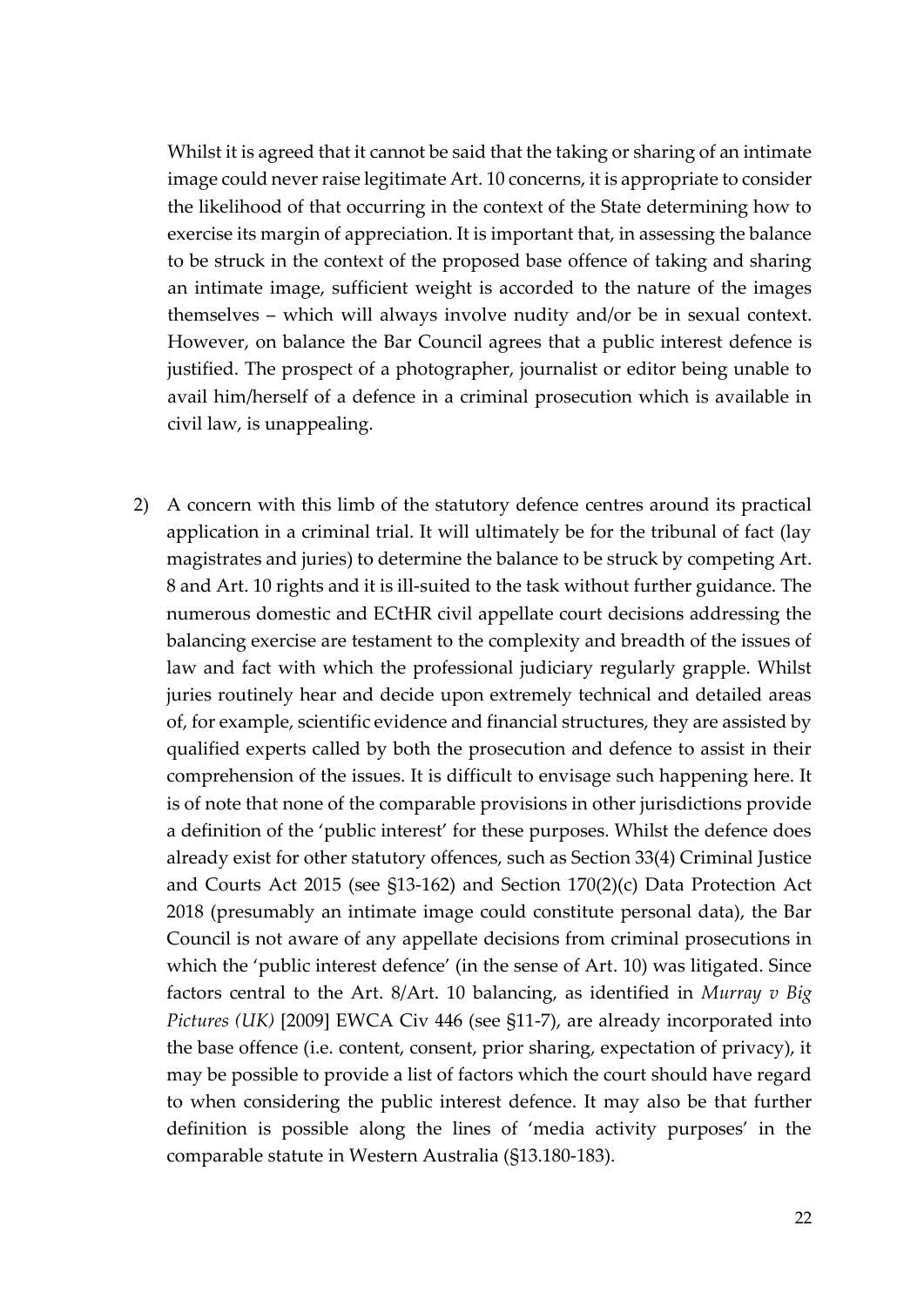Whilst it is agreed that it cannot be said that the taking or sharing of an intimate image could never raise legitimate Art. 10 concerns, it is appropriate to consider the likelihood of that occurring in the context of the State determining how to exercise its margin of appreciation. It is important that, in assessing the balance to be struck in the context of the proposed base offence of taking and sharing an intimate image, sufficient weight is accorded to the nature of the images themselves – which will always involve nudity and/or be in sexual context. However, on balance the Bar Council agrees that a public interest defence is justified. The prospect of a photographer, journalist or editor being unable to avail him/herself of a defence in a criminal prosecution which is available in civil law, is unappealing.

2) A concern with this limb of the statutory defence centres around its practical application in a criminal trial. It will ultimately be for the tribunal of fact (lay magistrates and juries) to determine the balance to be struck by competing Art. 8 and Art. 10 rights and it is ill-suited to the task without further guidance. The numerous domestic and ECtHR civil appellate court decisions addressing the balancing exercise are testament to the complexity and breadth of the issues of law and fact with which the professional judiciary regularly grapple. Whilst juries routinely hear and decide upon extremely technical and detailed areas of, for example, scientific evidence and financial structures, they are assisted by qualified experts called by both the prosecution and defence to assist in their comprehension of the issues. It is difficult to envisage such happening here. It is of note that none of the comparable provisions in other jurisdictions provide a definition of the 'public interest' for these purposes. Whilst the defence does already exist for other statutory offences, such as Section 33(4) Criminal Justice and Courts Act 2015 (see §13-162) and Section 170(2)(c) Data Protection Act 2018 (presumably an intimate image could constitute personal data), the Bar Council is not aware of any appellate decisions from criminal prosecutions in which the 'public interest defence' (in the sense of Art. 10) was litigated. Since factors central to the Art. 8/Art. 10 balancing, as identified in *Murray v Big Pictures (UK)* [2009] EWCA Civ 446 (see §11-7), are already incorporated into the base offence (i.e. content, consent, prior sharing, expectation of privacy), it may be possible to provide a list of factors which the court should have regard to when considering the public interest defence. It may also be that further definition is possible along the lines of 'media activity purposes' in the comparable statute in Western Australia (§13.180-183).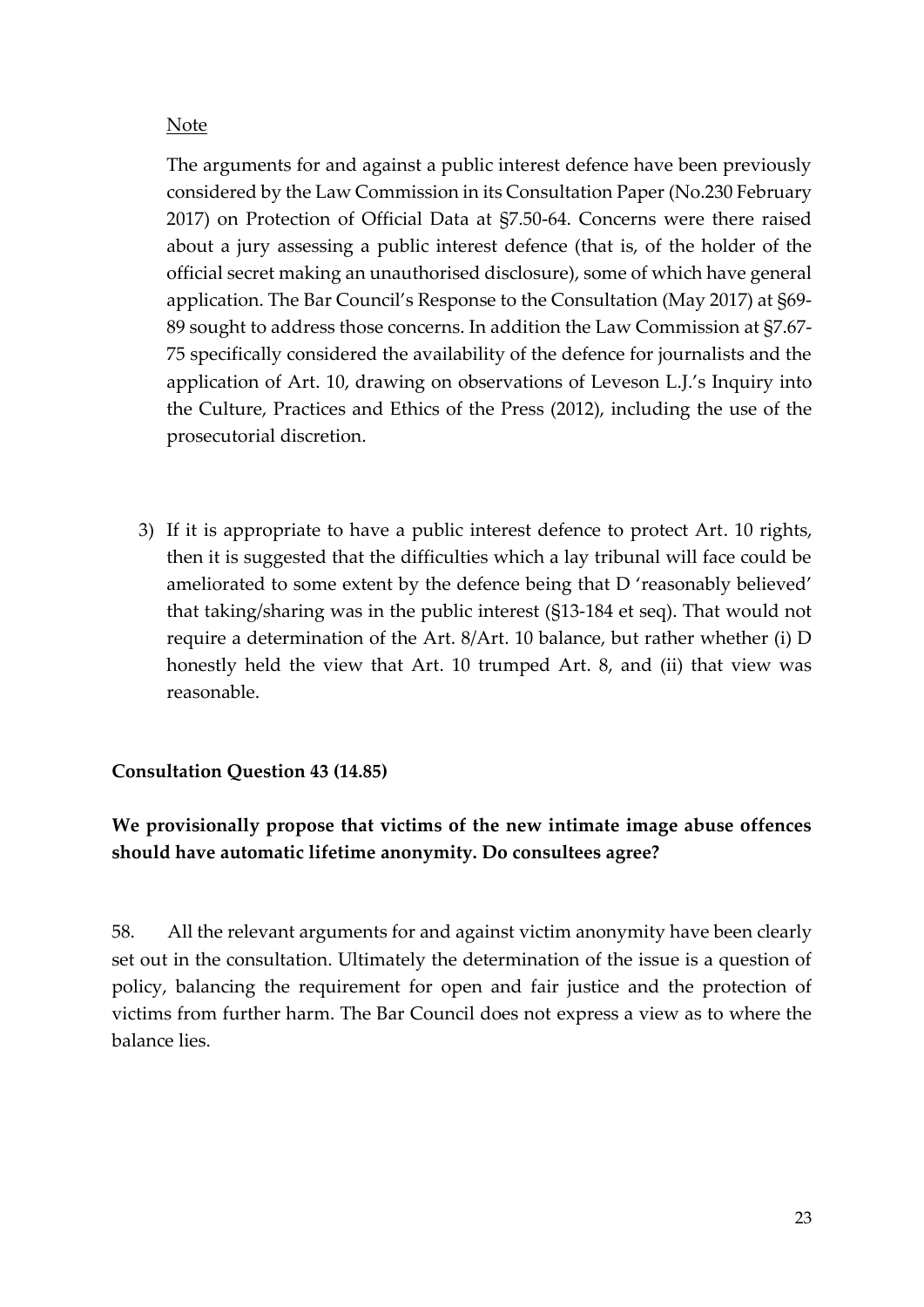Note

The arguments for and against a public interest defence have been previously considered by the Law Commission in its Consultation Paper (No.230 February 2017) on Protection of Official Data at §7.50-64. Concerns were there raised about a jury assessing a public interest defence (that is, of the holder of the official secret making an unauthorised disclosure), some of which have general application. The Bar Council's Response to the Consultation (May 2017) at §69-89 sought to address those concerns. In addition the Law Commission at §7.67-75 specifically considered the availability of the defence for journalists and the application of Art. 10, drawing on observations of Leveson L.J.'s Inquiry into the Culture, Practices and Ethics of the Press (2012), including the use of the prosecutorial discretion.

3) If it is appropriate to have a public interest defence to protect Art. 10 rights, then it is suggested that the difficulties which a lay tribunal will face could be ameliorated to some extent by the defence being that D 'reasonably believed' that taking/sharing was in the public interest (§13-184 et seq). That would not require a determination of the Art. 8/Art. 10 balance, but rather whether (i) D honestly held the view that Art. 10 trumped Art. 8, and (ii) that view was reasonable.

**Consultation Question 43 (14.85)**

**We provisionally propose that victims of the new intimate image abuse offences should have automatic lifetime anonymity. Do consultees agree?**

58. All the relevant arguments for and against victim anonymity have been clearly set out in the consultation. Ultimately the determination of the issue is a question of policy, balancing the requirement for open and fair justice and the protection of victims from further harm. The Bar Council does not express a view as to where the balance lies.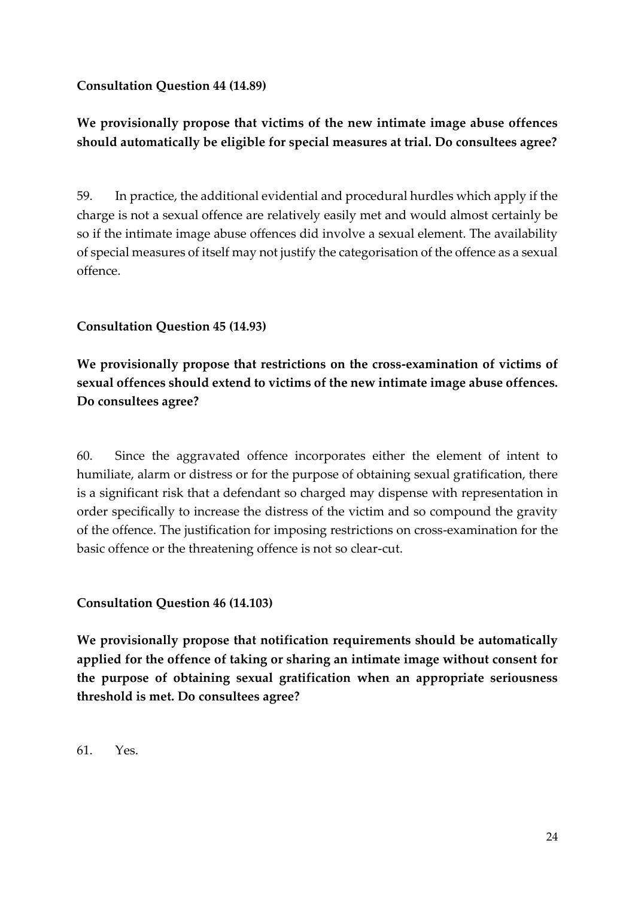**Consultation Question 44 (14.89)**

**We provisionally propose that victims of the new intimate image abuse offences should automatically be eligible for special measures at trial. Do consultees agree?**

59. In practice, the additional evidential and procedural hurdles which apply if the charge is not a sexual offence are relatively easily met and would almost certainly be so if the intimate image abuse offences did involve a sexual element. The availability of special measures of itself may not justify the categorisation of the offence as a sexual offence.

**Consultation Question 45 (14.93)**

**We provisionally propose that restrictions on the cross-examination of victims of sexual offences should extend to victims of the new intimate image abuse offences. Do consultees agree?**

60. Since the aggravated offence incorporates either the element of intent to humiliate, alarm or distress or for the purpose of obtaining sexual gratification, there is a significant risk that a defendant so charged may dispense with representation in order specifically to increase the distress of the victim and so compound the gravity of the offence. The justification for imposing restrictions on cross-examination for the basic offence or the threatening offence is not so clear-cut.

**Consultation Question 46 (14.103)**

**We provisionally propose that notification requirements should be automatically applied for the offence of taking or sharing an intimate image without consent for the purpose of obtaining sexual gratification when an appropriate seriousness threshold is met. Do consultees agree?**

61. Yes.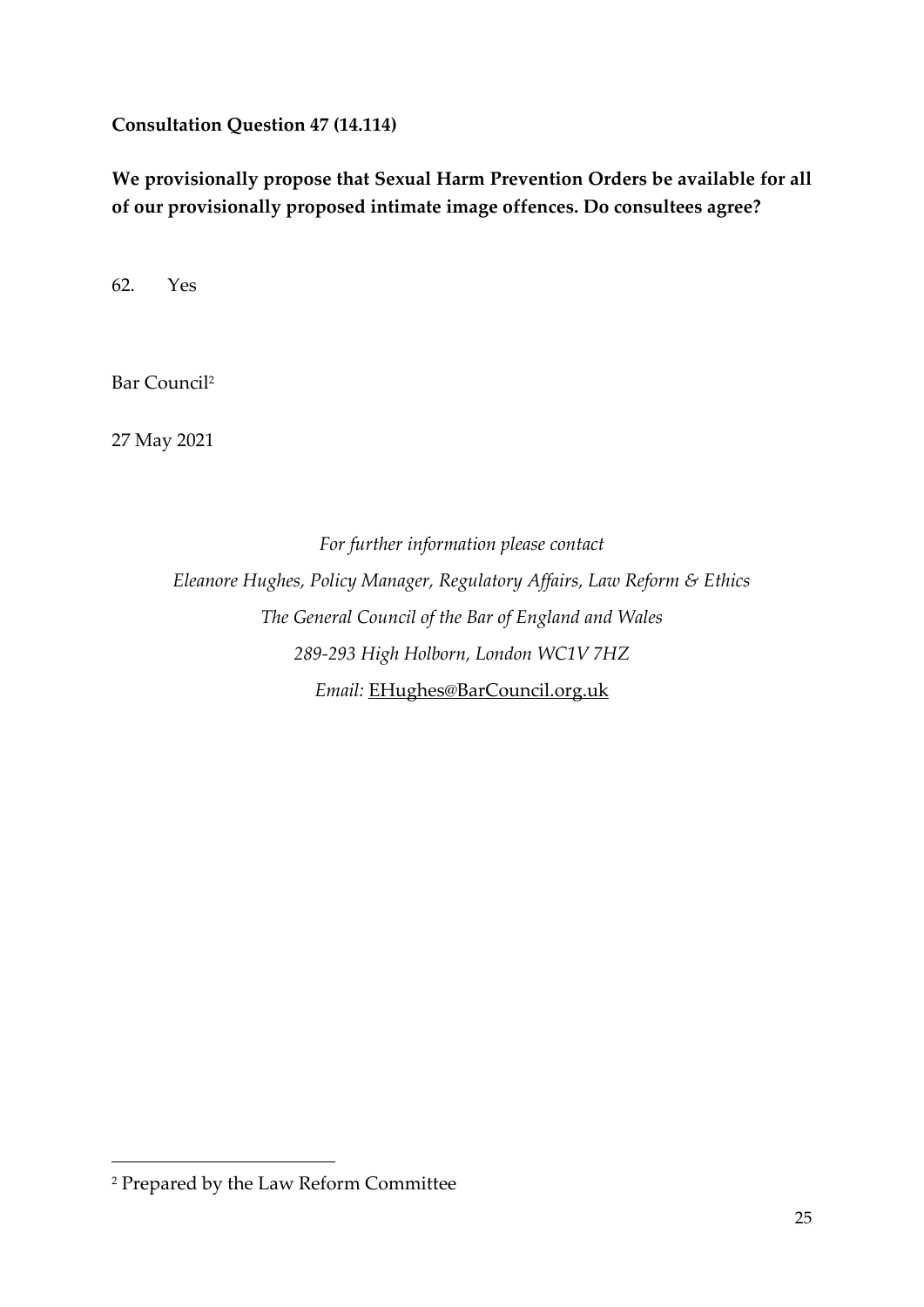**Consultation Question 47 (14.114)**

**We provisionally propose that Sexual Harm Prevention Orders be available for all of our provisionally proposed intimate image offences. Do consultees agree?**

62. Yes

Bar Council[2]

27 May 2021

*For further information please contact*

*Eleanore Hughes, Policy Manager, Regulatory Affairs, Law Reform & Ethics*

*The General Council of the Bar of England and Wales*

*289-293 High Holborn, London WC1V 7HZ*

*Email:* EHughes@BarCouncil.org.uk

---

[2] Prepared by the Law Reform Committee